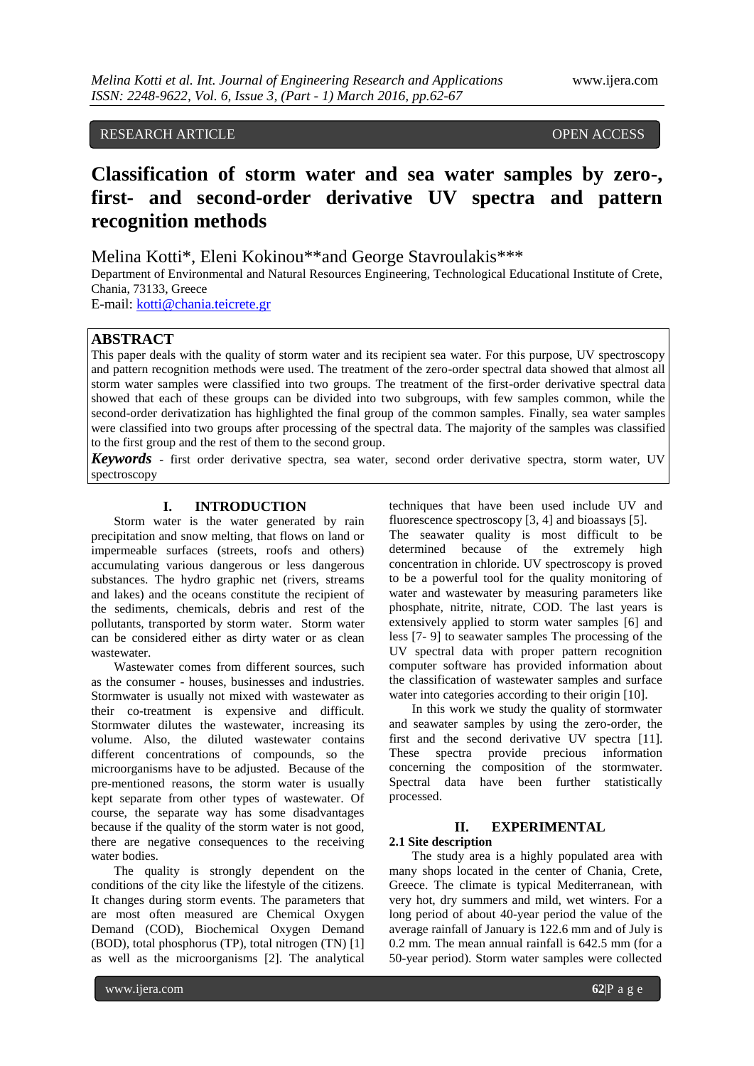RESEARCH ARTICLE OPEN ACCESS

# Classification of storm water and sea water samples by zero-, first- and second-order derivative UV spectra and pattern recognition methods

Melina Kotti*, Eleni Kokinou**and George Stavroulakis***

Department of Environmental and Natural Resources Engineering, Technological Educational Institute of Crete, Chania, 73133, Greece

E-mail: kotti@chania.teicrete.gr

## ABSTRACT

This paper deals with the quality of storm water and its recipient sea water. For this purpose, UV spectroscopy and pattern recognition methods were used. The treatment of the zero-order spectral data showed that almost all storm water samples were classified into two groups. The treatment of the first-order derivative spectral data showed that each of these groups can be divided into two subgroups, with few samples common, while the second-order derivatization has highlighted the final group of the common samples. Finally, sea water samples were classified into two groups after processing of the spectral data. The majority of the samples was classified to the first group and the rest of them to the second group.

***Keywords*** - first order derivative spectra, sea water, second order derivative spectra, storm water, UV spectroscopy

## I. INTRODUCTION

Storm water is the water generated by rain precipitation and snow melting, that flows on land or impermeable surfaces (streets, roofs and others) accumulating various dangerous or less dangerous substances. The hydro graphic net (rivers, streams and lakes) and the oceans constitute the recipient of the sediments, chemicals, debris and rest of the pollutants, transported by storm water. Storm water can be considered either as dirty water or as clean wastewater.

Wastewater comes from different sources, such as the consumer - houses, businesses and industries. Stormwater is usually not mixed with wastewater as their co-treatment is expensive and difficult. Stormwater dilutes the wastewater, increasing its volume. Also, the diluted wastewater contains different concentrations of compounds, so the microorganisms have to be adjusted. Because of the pre-mentioned reasons, the storm water is usually kept separate from other types of wastewater. Of course, the separate way has some disadvantages because if the quality of the storm water is not good, there are negative consequences to the receiving water bodies.

The quality is strongly dependent on the conditions of the city like the lifestyle of the citizens. It changes during storm events. The parameters that are most often measured are Chemical Oxygen Demand (COD), Biochemical Oxygen Demand (BOD), total phosphorus (TP), total nitrogen (TN) [1] as well as the microorganisms [2]. The analytical techniques that have been used include UV and fluorescence spectroscopy [3, 4] and bioassays [5]. The seawater quality is most difficult to be determined because of the extremely high concentration in chloride. UV spectroscopy is proved to be a powerful tool for the quality monitoring of water and wastewater by measuring parameters like phosphate, nitrite, nitrate, COD. The last years is extensively applied to storm water samples [6] and less [7- 9] to seawater samples The processing of the UV spectral data with proper pattern recognition computer software has provided information about the classification of wastewater samples and surface water into categories according to their origin [10].

In this work we study the quality of stormwater and seawater samples by using the zero-order, the first and the second derivative UV spectra [11]. These spectra provide precious information concerning the composition of the stormwater. Spectral data have been further statistically processed.

## II. EXPERIMENTAL

### 2.1 Site description

The study area is a highly populated area with many shops located in the center of Chania, Crete, Greece. The climate is typical Mediterranean, with very hot, dry summers and mild, wet winters. For a long period of about 40-year period the value of the average rainfall of January is 122.6 mm and of July is 0.2 mm. The mean annual rainfall is 642.5 mm (for a 50-year period). Storm water samples were collected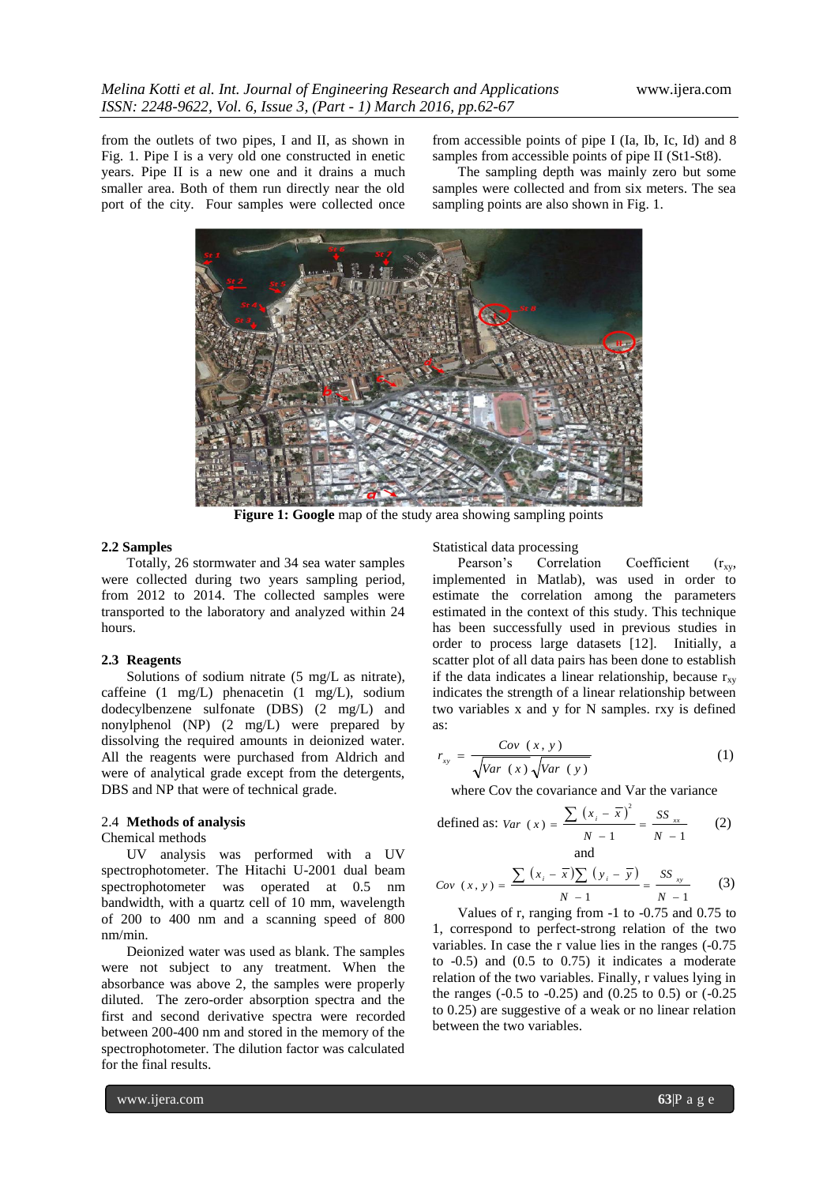from the outlets of two pipes, I and II, as shown in Fig. 1. Pipe I is a very old one constructed in enetic years. Pipe II is a new one and it drains a much smaller area. Both of them run directly near the old port of the city. Four samples were collected once from accessible points of pipe I (Ia, Ib, Ic, Id) and 8 samples from accessible points of pipe II (St1-St8).

The sampling depth was mainly zero but some samples were collected and from six meters. The sea sampling points are also shown in Fig. 1.

**Figure 1: Google** map of the study area showing sampling points

### 2.2 Samples

Totally, 26 stormwater and 34 sea water samples were collected during two years sampling period, from 2012 to 2014. The collected samples were transported to the laboratory and analyzed within 24 hours.

### 2.3 Reagents

Solutions of sodium nitrate (5 mg/L as nitrate), caffeine (1 mg/L) phenacetin (1 mg/L), sodium dodecylbenzene sulfonate (DBS) (2 mg/L) and nonylphenol (NP) (2 mg/L) were prepared by dissolving the required amounts in deionized water. All the reagents were purchased from Aldrich and were of analytical grade except from the detergents, DBS and NP that were of technical grade.

### 2.4 **Methods of analysis**

Chemical methods

UV analysis was performed with a UV spectrophotometer. The Hitachi U-2001 dual beam spectrophotometer was operated at 0.5 nm bandwidth, with a quartz cell of 10 mm, wavelength of 200 to 400 nm and a scanning speed of 800 nm/min.

Deionized water was used as blank. The samples were not subject to any treatment. When the absorbance was above 2, the samples were properly diluted. The zero-order absorption spectra and the first and second derivative spectra were recorded between 200-400 nm and stored in the memory of the spectrophotometer. The dilution factor was calculated for the final results.

Statistical data processing

Pearson's Correlation Coefficient ($r_{xy}$, implemented in Matlab), was used in order to estimate the correlation among the parameters estimated in the context of this study. This technique has been successfully used in previous studies in order to process large datasets [12]. Initially, a scatter plot of all data pairs has been done to establish if the data indicates a linear relationship, because $r_{xy}$ indicates the strength of a linear relationship between two variables x and y for N samples. rxy is defined as:

$$r_{xy} = \frac{Cov\ (x, y)}{\sqrt{Var\ (x)}\sqrt{Var\ (y)}} \tag{1}$$

where Cov the covariance and Var the variance

defined as: $$Var\ (x) = \frac{\sum (x_i - \bar{x})^2}{N - 1} = \frac{SS_{xx}}{N - 1} \tag{2}$$

and

$$Cov\ (x, y) = \frac{\sum (x_i - \bar{x}) \sum (y_i - \bar{y})}{N - 1} = \frac{SS_{xy}}{N - 1} \tag{3}$$

Values of r, ranging from -1 to -0.75 and 0.75 to 1, correspond to perfect-strong relation of the two variables. In case the r value lies in the ranges (-0.75 to -0.5) and (0.5 to 0.75) it indicates a moderate relation of the two variables. Finally, r values lying in the ranges (-0.5 to -0.25) and (0.25 to 0.5) or (-0.25 to 0.25) are suggestive of a weak or no linear relation between the two variables.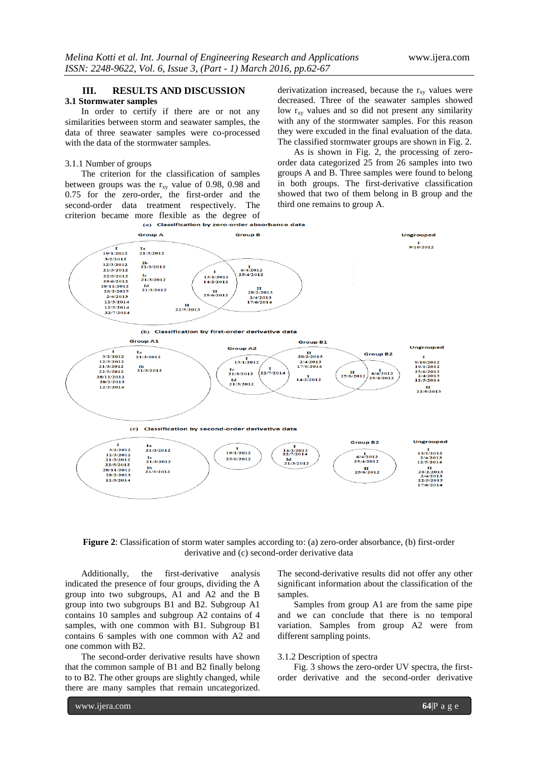## III. RESULTS AND DISCUSSION

### 3.1 Stormwater samples

In order to certify if there are or not any similarities between storm and seawater samples, the data of three seawater samples were co-processed with the data of the stormwater samples.

#### 3.1.1 Number of groups

The criterion for the classification of samples between groups was the $r_{xy}$ value of 0.98, 0.98 and 0.75 for the zero-order, the first-order and the second-order data treatment respectively. The criterion became more flexible as the degree of derivatization increased, because the $r_{xy}$ values were decreased. Three of the seawater samples showed low $r_{xy}$ values and so did not present any similarity with any of the stormwater samples. For this reason they were excuded in the final evaluation of the data. The classified stormwater groups are shown in Fig. 2.

As is shown in Fig. 2, the processing of zero-order data categorized 25 from 26 samples into two groups A and B. Three samples were found to belong in both groups. The first-derivative classification showed that two of them belong in B group and the third one remains to group A.

**Figure 2**: Classification of storm water samples according to: (a) zero-order absorbance, (b) first-order derivative and (c) second-order derivative data

Additionally, the first-derivative analysis indicated the presence of four groups, dividing the A group into two subgroups, A1 and A2 and the B group into two subgroups B1 and B2. Subgroup A1 contains 10 samples and subgroup A2 contains of 4 samples, with one common with B1. Subgroup B1 contains 6 samples with one common with A2 and one common with B2.

The second-order derivative results have shown that the common sample of B1 and B2 finally belong to to B2. The other groups are slightly changed, while there are many samples that remain uncategorized. The second-derivative results did not offer any other significant information about the classification of the samples.

Samples from group A1 are from the same pipe and we can conclude that there is no temporal variation. Samples from group A2 were from different sampling points.

#### 3.1.2 Description of spectra

Fig. 3 shows the zero-order UV spectra, the first-order derivative and the second-order derivative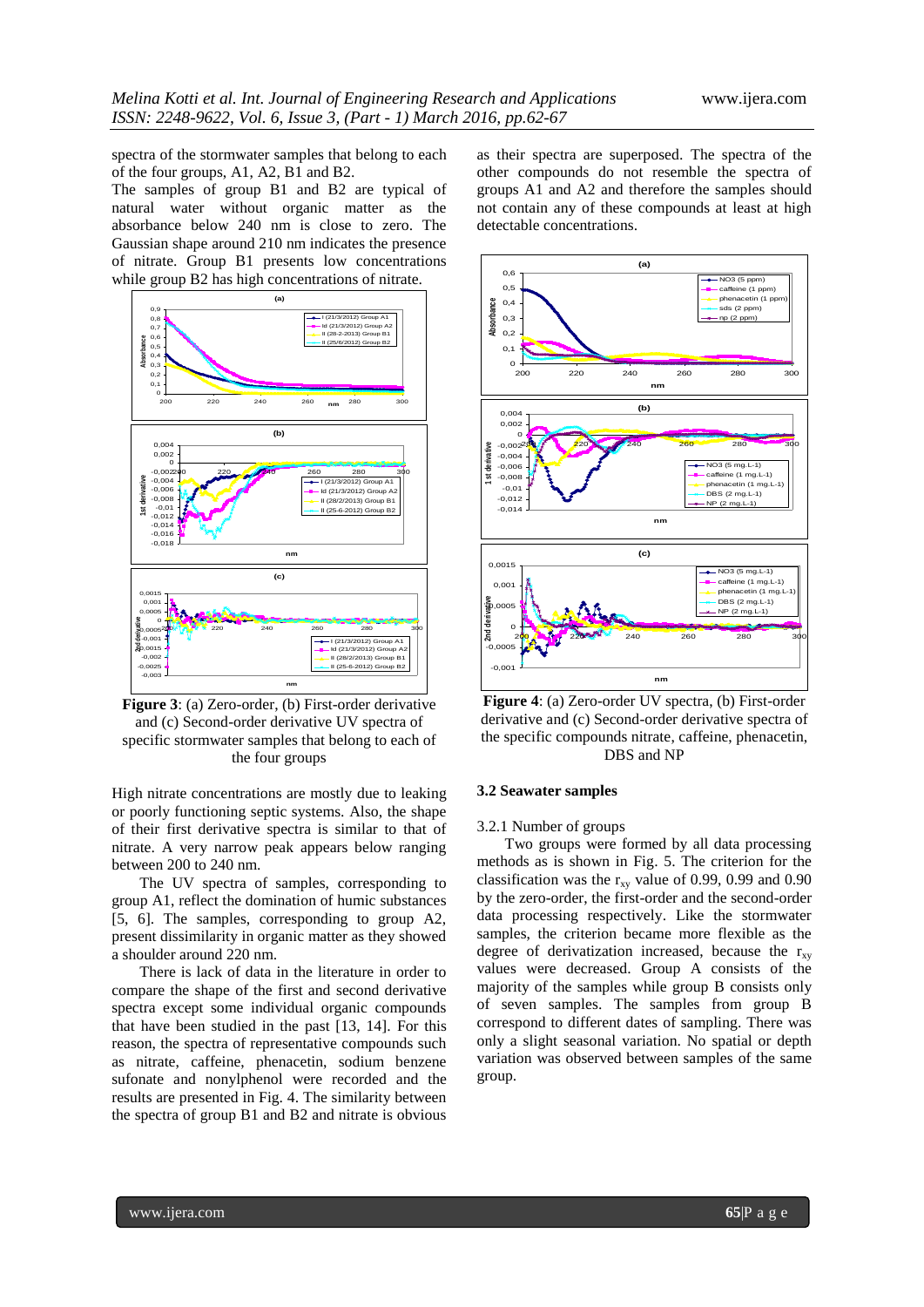spectra of the stormwater samples that belong to each of the four groups, A1, A2, B1 and B2.

The samples of group B1 and B2 are typical of natural water without organic matter as the absorbance below 240 nm is close to zero. The Gaussian shape around 210 nm indicates the presence of nitrate. Group B1 presents low concentrations while group B2 has high concentrations of nitrate.

**Figure 3**: (a) Zero-order, (b) First-order derivative and (c) Second-order derivative UV spectra of specific stormwater samples that belong to each of the four groups

High nitrate concentrations are mostly due to leaking or poorly functioning septic systems. Also, the shape of their first derivative spectra is similar to that of nitrate. A very narrow peak appears below ranging between 200 to 240 nm.

The UV spectra of samples, corresponding to group A1, reflect the domination of humic substances [5, 6]. The samples, corresponding to group A2, present dissimilarity in organic matter as they showed a shoulder around 220 nm.

There is lack of data in the literature in order to compare the shape of the first and second derivative spectra except some individual organic compounds that have been studied in the past [13, 14]. For this reason, the spectra of representative compounds such as nitrate, caffeine, phenacetin, sodium benzene sufonate and nonylphenol were recorded and the results are presented in Fig. 4. The similarity between the spectra of group B1 and B2 and nitrate is obvious as their spectra are superposed. The spectra of the other compounds do not resemble the spectra of groups A1 and A2 and therefore the samples should not contain any of these compounds at least at high detectable concentrations.

**Figure 4**: (a) Zero-order UV spectra, (b) First-order derivative and (c) Second-order derivative spectra of the specific compounds nitrate, caffeine, phenacetin, DBS and NP

### 3.2 Seawater samples

#### 3.2.1 Number of groups

Two groups were formed by all data processing methods as is shown in Fig. 5. The criterion for the classification was the $r_{xy}$ value of 0.99, 0.99 and 0.90 by the zero-order, the first-order and the second-order data processing respectively. Like the stormwater samples, the criterion became more flexible as the degree of derivatization increased, because the $r_{xy}$ values were decreased. Group A consists of the majority of the samples while group B consists only of seven samples. The samples from group B correspond to different dates of sampling. There was only a slight seasonal variation. No spatial or depth variation was observed between samples of the same group.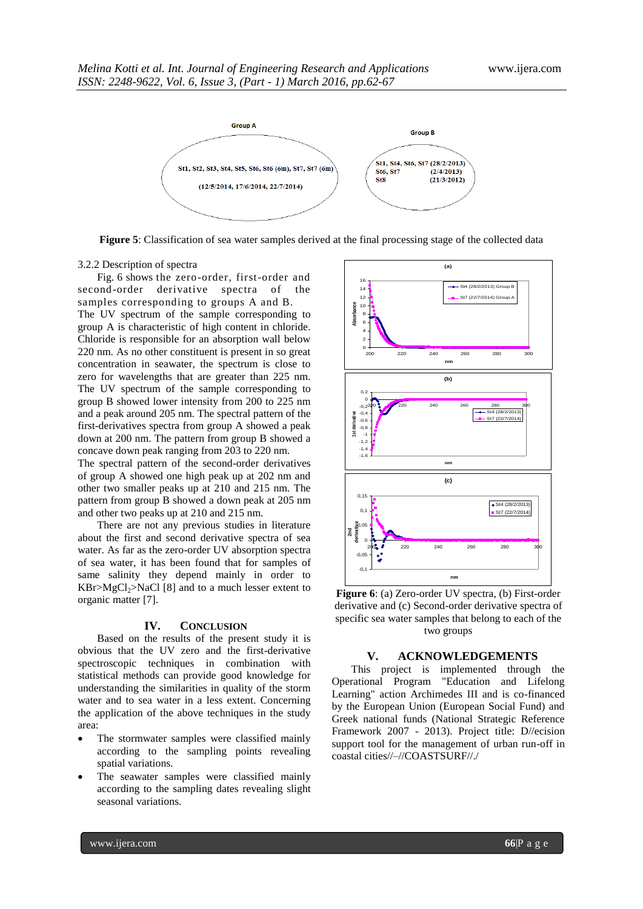**Figure 5**: Classification of sea water samples derived at the final processing stage of the collected data

3.2.2 Description of spectra

Fig. 6 shows the zero-order, first-order and second-order derivative spectra of the samples corresponding to groups A and B. The UV spectrum of the sample corresponding to group A is characteristic of high content in chloride. Chloride is responsible for an absorption wall below 220 nm. As no other constituent is present in so great concentration in seawater, the spectrum is close to zero for wavelengths that are greater than 225 nm. The UV spectrum of the sample corresponding to group B showed lower intensity from 200 to 225 nm and a peak around 205 nm. The spectral pattern of the first-derivatives spectra from group A showed a peak down at 200 nm. The pattern from group B showed a concave down peak ranging from 203 to 220 nm. The spectral pattern of the second-order derivatives of group A showed one high peak up at 202 nm and other two smaller peaks up at 210 and 215 nm. The pattern from group B showed a down peak at 205 nm and other two peaks up at 210 and 215 nm.

There are not any previous studies in literature about the first and second derivative spectra of sea water. As far as the zero-order UV absorption spectra of sea water, it has been found that for samples of same salinity they depend mainly in order to $KBr > MgCl_2 > NaCl$ [8] and to a much lesser extent to organic matter [7].

**Figure 6**: (a) Zero-order UV spectra, (b) First-order derivative and (c) Second-order derivative spectra of specific sea water samples that belong to each of the two groups

## IV. CONCLUSION

Based on the results of the present study it is obvious that the UV zero and the first-derivative spectroscopic techniques in combination with statistical methods can provide good knowledge for understanding the similarities in quality of the storm water and to sea water in a less extent. Concerning the application of the above techniques in the study area:

- The stormwater samples were classified mainly according to the sampling points revealing spatial variations.
- The seawater samples were classified mainly according to the sampling dates revealing slight seasonal variations.

## V. ACKNOWLEDGEMENTS

This project is implemented through the Operational Program "Education and Lifelong Learning" action Archimedes III and is co-financed by the European Union (European Social Fund) and Greek national funds (National Strategic Reference Framework 2007 - 2013). Project title: D//ecision support tool for the management of urban run-off in coastal cities//–//COASTSURF//./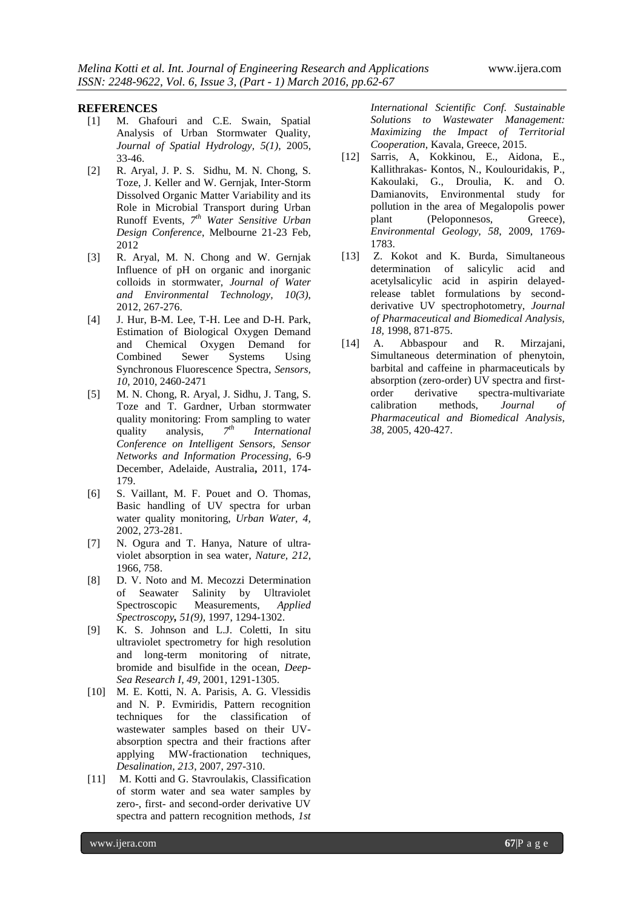## REFERENCES

[1] M. Ghafouri and C.E. Swain, Spatial Analysis of Urban Stormwater Quality, *Journal of Spatial Hydrology, 5(1)*, 2005, 33-46.

[2] R. Aryal, J. P. S. Sidhu, M. N. Chong, S. Toze, J. Keller and W. Gernjak, Inter-Storm Dissolved Organic Matter Variability and its Role in Microbial Transport during Urban Runoff Events, *7th Water Sensitive Urban Design Conference*, Melbourne 21-23 Feb, 2012

[3] R. Aryal, M. N. Chong and W. Gernjak Influence of pH on organic and inorganic colloids in stormwater, *Journal of Water and Environmental Technology, 10(3)*, 2012, 267-276.

[4] J. Hur, B-M. Lee, T-H. Lee and D-H. Park, Estimation of Biological Oxygen Demand and Chemical Oxygen Demand for Combined Sewer Systems Using Synchronous Fluorescence Spectra, *Sensors, 10*, 2010, 2460-2471

[5] M. N. Chong, R. Aryal, J. Sidhu, J. Tang, S. Toze and T. Gardner, Urban stormwater quality monitoring: From sampling to water quality analysis, *7th International Conference on Intelligent Sensors, Sensor Networks and Information Processing*, 6-9 December, Adelaide, Australia**,** 2011, 174-179.

[6] S. Vaillant, M. F. Pouet and O. Thomas, Basic handling of UV spectra for urban water quality monitoring, *Urban Water, 4,* 2002, 273-281.

[7] N. Ogura and T. Hanya, Nature of ultra-violet absorption in sea water, *Nature, 212*, 1966, 758.

[8] D. V. Noto and M. Mecozzi Determination of Seawater Salinity by Ultraviolet Spectroscopic Measurements, *Applied Spectroscopy***,** *51(9),* 1997, 1294-1302.

[9] K. S. Johnson and L.J. Coletti, In situ ultraviolet spectrometry for high resolution and long-term monitoring of nitrate, bromide and bisulfide in the ocean, *Deep-Sea Research I, 49*, 2001, 1291-1305.

[10] M. E. Kotti, N. A. Parisis, A. G. Vlessidis and N. P. Evmiridis, Pattern recognition techniques for the classification of wastewater samples based on their UV-absorption spectra and their fractions after applying MW-fractionation techniques, *Desalination, 213*, 2007, 297-310.

[11] M. Kotti and G. Stavroulakis, Classification of storm water and sea water samples by zero-, first- and second-order derivative UV spectra and pattern recognition methods, *1st International Scientific Conf. Sustainable Solutions to Wastewater Management: Maximizing the Impact of Territorial Cooperation*, Kavala, Greece, 2015.

[12] Sarris, A, Kokkinou, E., Aidona, E., Kallithrakas- Kontos, N., Koulouridakis, P., Kakoulaki, G., Droulia, K. and O. Damianovits, Environmental study for pollution in the area of Megalopolis power plant (Peloponnesos, Greece), *Environmental Geology, 58*, 2009, 1769-1783.

[13] Z. Kokot and K. Burda, Simultaneous determination of salicylic acid and acetylsalicylic acid in aspirin delayed-release tablet formulations by second-derivative UV spectrophotometry, *Journal of Pharmaceutical and Biomedical Analysis, 18*, 1998, 871-875.

[14] A. Abbaspour and R. Mirzajani, Simultaneous determination of phenytoin, barbital and caffeine in pharmaceuticals by absorption (zero-order) UV spectra and first-order derivative spectra-multivariate calibration methods, *Journal of Pharmaceutical and Biomedical Analysis, 38*, 2005, 420-427.